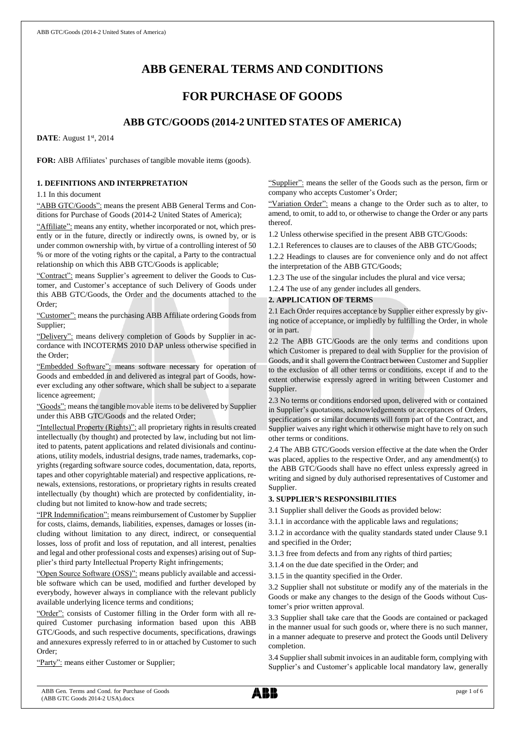# ABB GENERAL TERMS AND CONDITIONS

# FOR PURCHASE OF GOODS

## ABB GTC/GOODS (2014-2 UNITED STATES OF AMERICA)

**DATE**: August 1st, 2014

**FOR:** ABB Affiliates' purchases of tangible movable items (goods).

### 1. DEFINITIONS AND INTERPRETATION

1.1 In this document

"ABB GTC/Goods": means the present ABB General Terms and Conditions for Purchase of Goods (2014-2 United States of America);

"Affiliate": means any entity, whether incorporated or not, which presently or in the future, directly or indirectly owns, is owned by, or is under common ownership with, by virtue of a controlling interest of 50 % or more of the voting rights or the capital, a Party to the contractual relationship on which this ABB GTC/Goods is applicable;

"Contract": means Supplier's agreement to deliver the Goods to Customer, and Customer's acceptance of such Delivery of Goods under this ABB GTC/Goods, the Order and the documents attached to the Order;

"Customer": means the purchasing ABB Affiliate ordering Goods from Supplier;

"Delivery": means delivery completion of Goods by Supplier in accordance with INCOTERMS 2010 DAP unless otherwise specified in the Order;

"Embedded Software": means software necessary for operation of Goods and embedded in and delivered as integral part of Goods, however excluding any other software, which shall be subject to a separate licence agreement;

"Goods": means the tangible movable items to be delivered by Supplier under this ABB GTC/Goods and the related Order;

"Intellectual Property (Rights)": all proprietary rights in results created intellectually (by thought) and protected by law, including but not limited to patents, patent applications and related divisionals and continuations, utility models, industrial designs, trade names, trademarks, copyrights (regarding software source codes, documentation, data, reports, tapes and other copyrightable material) and respective applications, renewals, extensions, restorations, or proprietary rights in results created intellectually (by thought) which are protected by confidentiality, including but not limited to know-how and trade secrets;

"IPR Indemnification": means reimbursement of Customer by Supplier for costs, claims, demands, liabilities, expenses, damages or losses (including without limitation to any direct, indirect, or consequential losses, loss of profit and loss of reputation, and all interest, penalties and legal and other professional costs and expenses) arising out of Supplier's third party Intellectual Property Right infringements;

"Open Source Software (OSS)": means publicly available and accessible software which can be used, modified and further developed by everybody, however always in compliance with the relevant publicly available underlying licence terms and conditions;

"Order": consists of Customer filling in the Order form with all required Customer purchasing information based upon this ABB GTC/Goods, and such respective documents, specifications, drawings and annexures expressly referred to in or attached by Customer to such Order;

"Party": means either Customer or Supplier;

"Supplier": means the seller of the Goods such as the person, firm or company who accepts Customer's Order;

"Variation Order": means a change to the Order such as to alter, to amend, to omit, to add to, or otherwise to change the Order or any parts thereof.

1.2 Unless otherwise specified in the present ABB GTC/Goods:

1.2.1 References to clauses are to clauses of the ABB GTC/Goods;

1.2.2 Headings to clauses are for convenience only and do not affect the interpretation of the ABB GTC/Goods;

1.2.3 The use of the singular includes the plural and vice versa;

1.2.4 The use of any gender includes all genders.

### 2. APPLICATION OF TERMS

2.1 Each Order requires acceptance by Supplier either expressly by giving notice of acceptance, or impliedly by fulfilling the Order, in whole or in part.

2.2 The ABB GTC/Goods are the only terms and conditions upon which Customer is prepared to deal with Supplier for the provision of Goods, and it shall govern the Contract between Customer and Supplier to the exclusion of all other terms or conditions, except if and to the extent otherwise expressly agreed in writing between Customer and Supplier.

2.3 No terms or conditions endorsed upon, delivered with or contained in Supplier's quotations, acknowledgements or acceptances of Orders, specifications or similar documents will form part of the Contract, and Supplier waives any right which it otherwise might have to rely on such other terms or conditions.

2.4 The ABB GTC/Goods version effective at the date when the Order was placed, applies to the respective Order, and any amendment(s) to the ABB GTC/Goods shall have no effect unless expressly agreed in writing and signed by duly authorised representatives of Customer and Supplier.

### 3. SUPPLIER'S RESPONSIBILITIES

3.1 Supplier shall deliver the Goods as provided below:

3.1.1 in accordance with the applicable laws and regulations;

3.1.2 in accordance with the quality standards stated under Clause 9.1 and specified in the Order;

3.1.3 free from defects and from any rights of third parties;

3.1.4 on the due date specified in the Order; and

3.1.5 in the quantity specified in the Order.

3.2 Supplier shall not substitute or modify any of the materials in the Goods or make any changes to the design of the Goods without Customer's prior written approval.

3.3 Supplier shall take care that the Goods are contained or packaged in the manner usual for such goods or, where there is no such manner, in a manner adequate to preserve and protect the Goods until Delivery completion.

3.4 Supplier shall submit invoices in an auditable form, complying with Supplier's and Customer's applicable local mandatory law, generally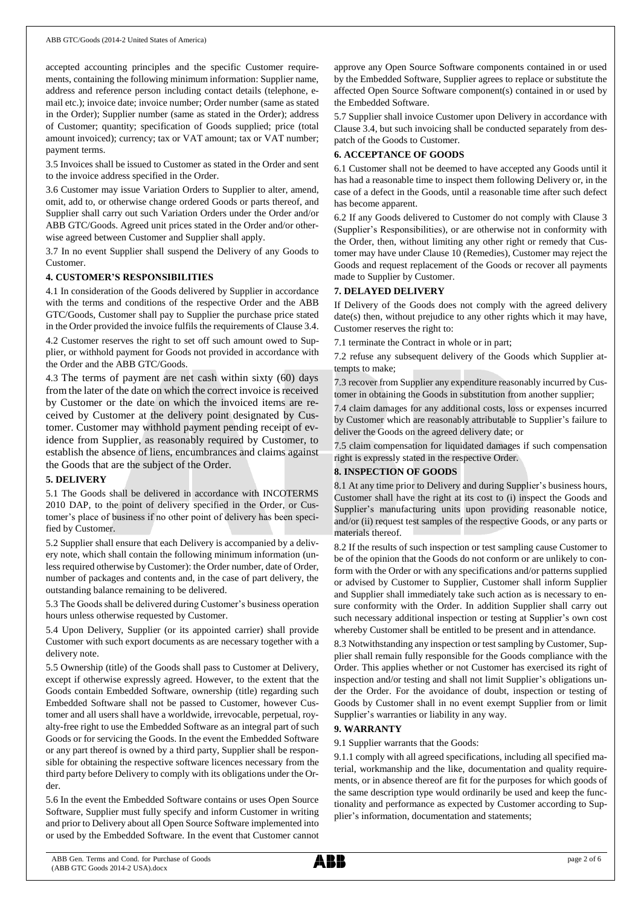accepted accounting principles and the specific Customer requirements, containing the following minimum information: Supplier name, address and reference person including contact details (telephone, e-mail etc.); invoice date; invoice number; Order number (same as stated in the Order); Supplier number (same as stated in the Order); address of Customer; quantity; specification of Goods supplied; price (total amount invoiced); currency; tax or VAT amount; tax or VAT number; payment terms.

3.5 Invoices shall be issued to Customer as stated in the Order and sent to the invoice address specified in the Order.

3.6 Customer may issue Variation Orders to Supplier to alter, amend, omit, add to, or otherwise change ordered Goods or parts thereof, and Supplier shall carry out such Variation Orders under the Order and/or ABB GTC/Goods. Agreed unit prices stated in the Order and/or otherwise agreed between Customer and Supplier shall apply.

3.7 In no event Supplier shall suspend the Delivery of any Goods to Customer.

## 4. CUSTOMER'S RESPONSIBILITIES

4.1 In consideration of the Goods delivered by Supplier in accordance with the terms and conditions of the respective Order and the ABB GTC/Goods, Customer shall pay to Supplier the purchase price stated in the Order provided the invoice fulfils the requirements of Clause 3.4.

4.2 Customer reserves the right to set off such amount owed to Supplier, or withhold payment for Goods not provided in accordance with the Order and the ABB GTC/Goods.

4.3 The terms of payment are net cash within sixty (60) days from the later of the date on which the correct invoice is received by Customer or the date on which the invoiced items are received by Customer at the delivery point designated by Customer. Customer may withhold payment pending receipt of evidence from Supplier, as reasonably required by Customer, to establish the absence of liens, encumbrances and claims against the Goods that are the subject of the Order.

## 5. DELIVERY

5.1 The Goods shall be delivered in accordance with INCOTERMS 2010 DAP, to the point of delivery specified in the Order, or Customer's place of business if no other point of delivery has been specified by Customer.

5.2 Supplier shall ensure that each Delivery is accompanied by a delivery note, which shall contain the following minimum information (unless required otherwise by Customer): the Order number, date of Order, number of packages and contents and, in the case of part delivery, the outstanding balance remaining to be delivered.

5.3 The Goods shall be delivered during Customer's business operation hours unless otherwise requested by Customer.

5.4 Upon Delivery, Supplier (or its appointed carrier) shall provide Customer with such export documents as are necessary together with a delivery note.

5.5 Ownership (title) of the Goods shall pass to Customer at Delivery, except if otherwise expressly agreed. However, to the extent that the Goods contain Embedded Software, ownership (title) regarding such Embedded Software shall not be passed to Customer, however Customer and all users shall have a worldwide, irrevocable, perpetual, royalty-free right to use the Embedded Software as an integral part of such Goods or for servicing the Goods. In the event the Embedded Software or any part thereof is owned by a third party, Supplier shall be responsible for obtaining the respective software licences necessary from the third party before Delivery to comply with its obligations under the Order.

5.6 In the event the Embedded Software contains or uses Open Source Software, Supplier must fully specify and inform Customer in writing and prior to Delivery about all Open Source Software implemented into or used by the Embedded Software. In the event that Customer cannot approve any Open Source Software components contained in or used by the Embedded Software, Supplier agrees to replace or substitute the affected Open Source Software component(s) contained in or used by the Embedded Software.

5.7 Supplier shall invoice Customer upon Delivery in accordance with Clause 3.4, but such invoicing shall be conducted separately from despatch of the Goods to Customer.

## 6. ACCEPTANCE OF GOODS

6.1 Customer shall not be deemed to have accepted any Goods until it has had a reasonable time to inspect them following Delivery or, in the case of a defect in the Goods, until a reasonable time after such defect has become apparent.

6.2 If any Goods delivered to Customer do not comply with Clause 3 (Supplier's Responsibilities), or are otherwise not in conformity with the Order, then, without limiting any other right or remedy that Customer may have under Clause 10 (Remedies), Customer may reject the Goods and request replacement of the Goods or recover all payments made to Supplier by Customer.

## 7. DELAYED DELIVERY

If Delivery of the Goods does not comply with the agreed delivery date(s) then, without prejudice to any other rights which it may have, Customer reserves the right to:

7.1 terminate the Contract in whole or in part;

7.2 refuse any subsequent delivery of the Goods which Supplier attempts to make;

7.3 recover from Supplier any expenditure reasonably incurred by Customer in obtaining the Goods in substitution from another supplier;

7.4 claim damages for any additional costs, loss or expenses incurred by Customer which are reasonably attributable to Supplier's failure to deliver the Goods on the agreed delivery date; or

7.5 claim compensation for liquidated damages if such compensation right is expressly stated in the respective Order.

## 8. INSPECTION OF GOODS

8.1 At any time prior to Delivery and during Supplier's business hours, Customer shall have the right at its cost to (i) inspect the Goods and Supplier's manufacturing units upon providing reasonable notice, and/or (ii) request test samples of the respective Goods, or any parts or materials thereof.

8.2 If the results of such inspection or test sampling cause Customer to be of the opinion that the Goods do not conform or are unlikely to conform with the Order or with any specifications and/or patterns supplied or advised by Customer to Supplier, Customer shall inform Supplier and Supplier shall immediately take such action as is necessary to ensure conformity with the Order. In addition Supplier shall carry out such necessary additional inspection or testing at Supplier's own cost whereby Customer shall be entitled to be present and in attendance.

8.3 Notwithstanding any inspection or test sampling by Customer, Supplier shall remain fully responsible for the Goods compliance with the Order. This applies whether or not Customer has exercised its right of inspection and/or testing and shall not limit Supplier's obligations under the Order. For the avoidance of doubt, inspection or testing of Goods by Customer shall in no event exempt Supplier from or limit Supplier's warranties or liability in any way.

## 9. WARRANTY

9.1 Supplier warrants that the Goods:

9.1.1 comply with all agreed specifications, including all specified material, workmanship and the like, documentation and quality requirements, or in absence thereof are fit for the purposes for which goods of the same description type would ordinarily be used and keep the functionality and performance as expected by Customer according to Supplier's information, documentation and statements;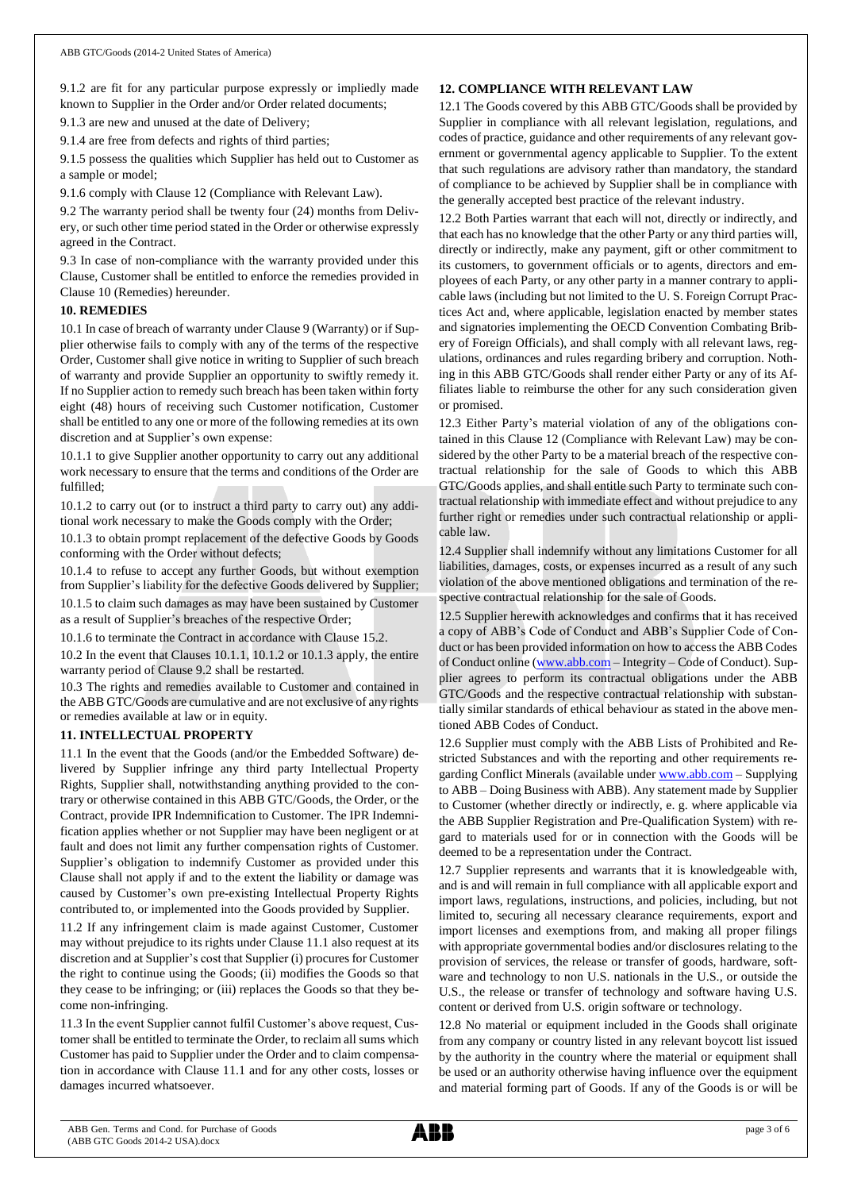9.1.2 are fit for any particular purpose expressly or impliedly made known to Supplier in the Order and/or Order related documents;

9.1.3 are new and unused at the date of Delivery;

9.1.4 are free from defects and rights of third parties;

9.1.5 possess the qualities which Supplier has held out to Customer as a sample or model;

9.1.6 comply with Clause 12 (Compliance with Relevant Law).

9.2 The warranty period shall be twenty four (24) months from Delivery, or such other time period stated in the Order or otherwise expressly agreed in the Contract.

9.3 In case of non-compliance with the warranty provided under this Clause, Customer shall be entitled to enforce the remedies provided in Clause 10 (Remedies) hereunder.

**10. REMEDIES**

10.1 In case of breach of warranty under Clause 9 (Warranty) or if Supplier otherwise fails to comply with any of the terms of the respective Order, Customer shall give notice in writing to Supplier of such breach of warranty and provide Supplier an opportunity to swiftly remedy it. If no Supplier action to remedy such breach has been taken within forty eight (48) hours of receiving such Customer notification, Customer shall be entitled to any one or more of the following remedies at its own discretion and at Supplier's own expense:

10.1.1 to give Supplier another opportunity to carry out any additional work necessary to ensure that the terms and conditions of the Order are fulfilled;

10.1.2 to carry out (or to instruct a third party to carry out) any additional work necessary to make the Goods comply with the Order;

10.1.3 to obtain prompt replacement of the defective Goods by Goods conforming with the Order without defects;

10.1.4 to refuse to accept any further Goods, but without exemption from Supplier's liability for the defective Goods delivered by Supplier;

10.1.5 to claim such damages as may have been sustained by Customer as a result of Supplier's breaches of the respective Order;

10.1.6 to terminate the Contract in accordance with Clause 15.2.

10.2 In the event that Clauses 10.1.1, 10.1.2 or 10.1.3 apply, the entire warranty period of Clause 9.2 shall be restarted.

10.3 The rights and remedies available to Customer and contained in the ABB GTC/Goods are cumulative and are not exclusive of any rights or remedies available at law or in equity.

**11. INTELLECTUAL PROPERTY**

11.1 In the event that the Goods (and/or the Embedded Software) delivered by Supplier infringe any third party Intellectual Property Rights, Supplier shall, notwithstanding anything provided to the contrary or otherwise contained in this ABB GTC/Goods, the Order, or the Contract, provide IPR Indemnification to Customer. The IPR Indemnification applies whether or not Supplier may have been negligent or at fault and does not limit any further compensation rights of Customer. Supplier's obligation to indemnify Customer as provided under this Clause shall not apply if and to the extent the liability or damage was caused by Customer's own pre-existing Intellectual Property Rights contributed to, or implemented into the Goods provided by Supplier.

11.2 If any infringement claim is made against Customer, Customer may without prejudice to its rights under Clause 11.1 also request at its discretion and at Supplier's cost that Supplier (i) procures for Customer the right to continue using the Goods; (ii) modifies the Goods so that they cease to be infringing; or (iii) replaces the Goods so that they become non-infringing.

11.3 In the event Supplier cannot fulfil Customer's above request, Customer shall be entitled to terminate the Order, to reclaim all sums which Customer has paid to Supplier under the Order and to claim compensation in accordance with Clause 11.1 and for any other costs, losses or damages incurred whatsoever.

**12. COMPLIANCE WITH RELEVANT LAW**

12.1 The Goods covered by this ABB GTC/Goods shall be provided by Supplier in compliance with all relevant legislation, regulations, and codes of practice, guidance and other requirements of any relevant government or governmental agency applicable to Supplier. To the extent that such regulations are advisory rather than mandatory, the standard of compliance to be achieved by Supplier shall be in compliance with the generally accepted best practice of the relevant industry.

12.2 Both Parties warrant that each will not, directly or indirectly, and that each has no knowledge that the other Party or any third parties will, directly or indirectly, make any payment, gift or other commitment to its customers, to government officials or to agents, directors and employees of each Party, or any other party in a manner contrary to applicable laws (including but not limited to the U. S. Foreign Corrupt Practices Act and, where applicable, legislation enacted by member states and signatories implementing the OECD Convention Combating Bribery of Foreign Officials), and shall comply with all relevant laws, regulations, ordinances and rules regarding bribery and corruption. Nothing in this ABB GTC/Goods shall render either Party or any of its Affiliates liable to reimburse the other for any such consideration given or promised.

12.3 Either Party's material violation of any of the obligations contained in this Clause 12 (Compliance with Relevant Law) may be considered by the other Party to be a material breach of the respective contractual relationship for the sale of Goods to which this ABB GTC/Goods applies, and shall entitle such Party to terminate such contractual relationship with immediate effect and without prejudice to any further right or remedies under such contractual relationship or applicable law.

12.4 Supplier shall indemnify without any limitations Customer for all liabilities, damages, costs, or expenses incurred as a result of any such violation of the above mentioned obligations and termination of the respective contractual relationship for the sale of Goods.

12.5 Supplier herewith acknowledges and confirms that it has received a copy of ABB's Code of Conduct and ABB's Supplier Code of Conduct or has been provided information on how to access the ABB Codes of Conduct online (www.abb.com – Integrity – Code of Conduct). Supplier agrees to perform its contractual obligations under the ABB GTC/Goods and the respective contractual relationship with substantially similar standards of ethical behaviour as stated in the above mentioned ABB Codes of Conduct.

12.6 Supplier must comply with the ABB Lists of Prohibited and Restricted Substances and with the reporting and other requirements regarding Conflict Minerals (available under www.abb.com – Supplying to ABB – Doing Business with ABB). Any statement made by Supplier to Customer (whether directly or indirectly, e. g. where applicable via the ABB Supplier Registration and Pre-Qualification System) with regard to materials used for or in connection with the Goods will be deemed to be a representation under the Contract.

12.7 Supplier represents and warrants that it is knowledgeable with, and is and will remain in full compliance with all applicable export and import laws, regulations, instructions, and policies, including, but not limited to, securing all necessary clearance requirements, export and import licenses and exemptions from, and making all proper filings with appropriate governmental bodies and/or disclosures relating to the provision of services, the release or transfer of goods, hardware, software and technology to non U.S. nationals in the U.S., or outside the U.S., the release or transfer of technology and software having U.S. content or derived from U.S. origin software or technology.

12.8 No material or equipment included in the Goods shall originate from any company or country listed in any relevant boycott list issued by the authority in the country where the material or equipment shall be used or an authority otherwise having influence over the equipment and material forming part of Goods. If any of the Goods is or will be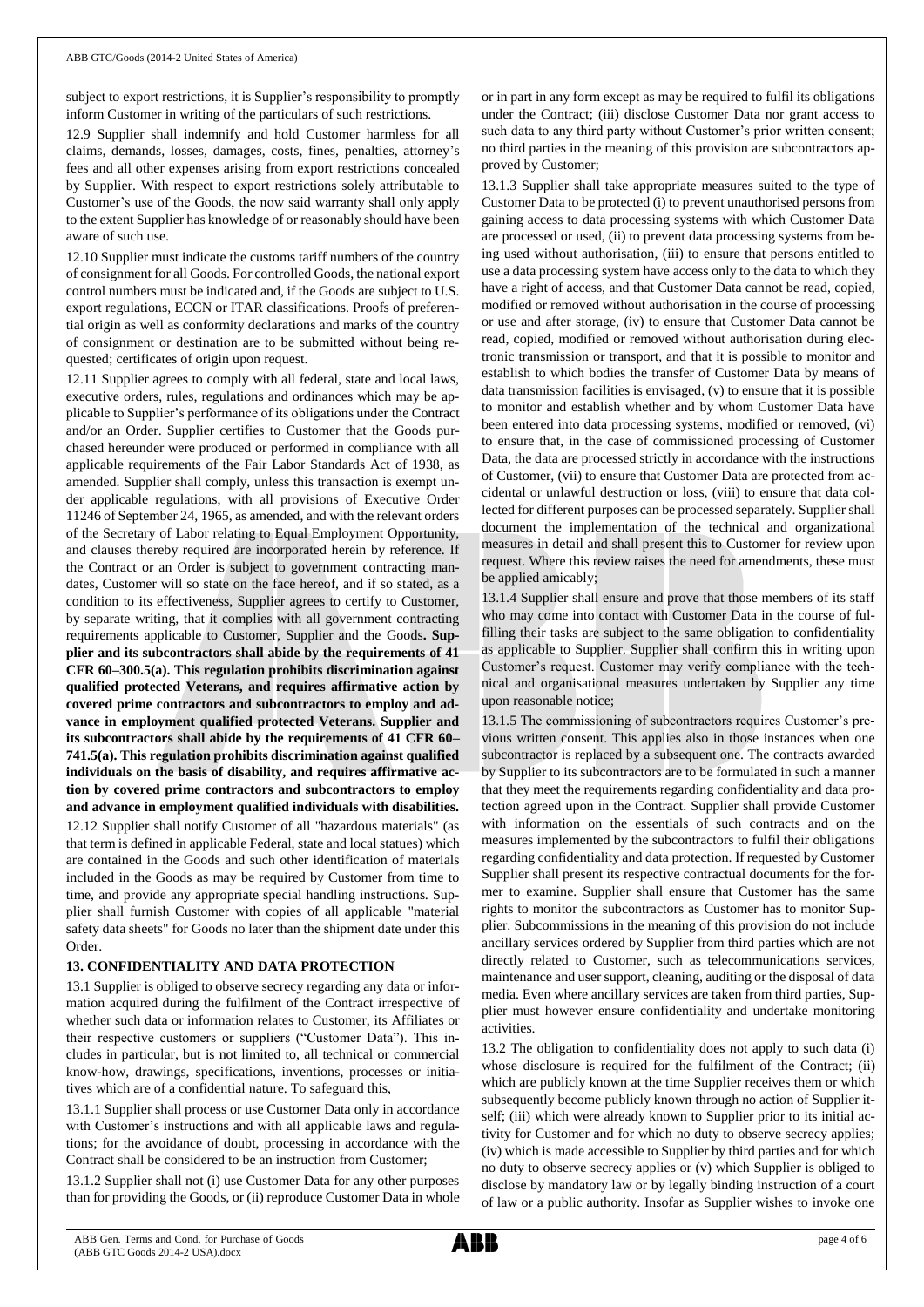subject to export restrictions, it is Supplier's responsibility to promptly inform Customer in writing of the particulars of such restrictions.

12.9 Supplier shall indemnify and hold Customer harmless for all claims, demands, losses, damages, costs, fines, penalties, attorney's fees and all other expenses arising from export restrictions concealed by Supplier. With respect to export restrictions solely attributable to Customer's use of the Goods, the now said warranty shall only apply to the extent Supplier has knowledge of or reasonably should have been aware of such use.

12.10 Supplier must indicate the customs tariff numbers of the country of consignment for all Goods. For controlled Goods, the national export control numbers must be indicated and, if the Goods are subject to U.S. export regulations, ECCN or ITAR classifications. Proofs of preferential origin as well as conformity declarations and marks of the country of consignment or destination are to be submitted without being requested; certificates of origin upon request.

12.11 Supplier agrees to comply with all federal, state and local laws, executive orders, rules, regulations and ordinances which may be applicable to Supplier's performance of its obligations under the Contract and/or an Order. Supplier certifies to Customer that the Goods purchased hereunder were produced or performed in compliance with all applicable requirements of the Fair Labor Standards Act of 1938, as amended. Supplier shall comply, unless this transaction is exempt under applicable regulations, with all provisions of Executive Order 11246 of September 24, 1965, as amended, and with the relevant orders of the Secretary of Labor relating to Equal Employment Opportunity, and clauses thereby required are incorporated herein by reference. If the Contract or an Order is subject to government contracting mandates, Customer will so state on the face hereof, and if so stated, as a condition to its effectiveness, Supplier agrees to certify to Customer, by separate writing, that it complies with all government contracting requirements applicable to Customer, Supplier and the Goods**. Supplier and its subcontractors shall abide by the requirements of 41 CFR 60–300.5(a). This regulation prohibits discrimination against qualified protected Veterans, and requires affirmative action by covered prime contractors and subcontractors to employ and advance in employment qualified protected Veterans. Supplier and its subcontractors shall abide by the requirements of 41 CFR 60–741.5(a). This regulation prohibits discrimination against qualified individuals on the basis of disability, and requires affirmative action by covered prime contractors and subcontractors to employ and advance in employment qualified individuals with disabilities.**

12.12 Supplier shall notify Customer of all "hazardous materials" (as that term is defined in applicable Federal, state and local statues) which are contained in the Goods and such other identification of materials included in the Goods as may be required by Customer from time to time, and provide any appropriate special handling instructions. Supplier shall furnish Customer with copies of all applicable "material safety data sheets" for Goods no later than the shipment date under this Order.

## 13. CONFIDENTIALITY AND DATA PROTECTION

13.1 Supplier is obliged to observe secrecy regarding any data or information acquired during the fulfilment of the Contract irrespective of whether such data or information relates to Customer, its Affiliates or their respective customers or suppliers ("Customer Data"). This includes in particular, but is not limited to, all technical or commercial know-how, drawings, specifications, inventions, processes or initiatives which are of a confidential nature. To safeguard this,

13.1.1 Supplier shall process or use Customer Data only in accordance with Customer's instructions and with all applicable laws and regulations; for the avoidance of doubt, processing in accordance with the Contract shall be considered to be an instruction from Customer;

13.1.2 Supplier shall not (i) use Customer Data for any other purposes than for providing the Goods, or (ii) reproduce Customer Data in whole or in part in any form except as may be required to fulfil its obligations under the Contract; (iii) disclose Customer Data nor grant access to such data to any third party without Customer's prior written consent; no third parties in the meaning of this provision are subcontractors approved by Customer;

13.1.3 Supplier shall take appropriate measures suited to the type of Customer Data to be protected (i) to prevent unauthorised persons from gaining access to data processing systems with which Customer Data are processed or used, (ii) to prevent data processing systems from being used without authorisation, (iii) to ensure that persons entitled to use a data processing system have access only to the data to which they have a right of access, and that Customer Data cannot be read, copied, modified or removed without authorisation in the course of processing or use and after storage, (iv) to ensure that Customer Data cannot be read, copied, modified or removed without authorisation during electronic transmission or transport, and that it is possible to monitor and establish to which bodies the transfer of Customer Data by means of data transmission facilities is envisaged, (v) to ensure that it is possible to monitor and establish whether and by whom Customer Data have been entered into data processing systems, modified or removed, (vi) to ensure that, in the case of commissioned processing of Customer Data, the data are processed strictly in accordance with the instructions of Customer, (vii) to ensure that Customer Data are protected from accidental or unlawful destruction or loss, (viii) to ensure that data collected for different purposes can be processed separately. Supplier shall document the implementation of the technical and organizational measures in detail and shall present this to Customer for review upon request. Where this review raises the need for amendments, these must be applied amicably;

13.1.4 Supplier shall ensure and prove that those members of its staff who may come into contact with Customer Data in the course of fulfilling their tasks are subject to the same obligation to confidentiality as applicable to Supplier. Supplier shall confirm this in writing upon Customer's request. Customer may verify compliance with the technical and organisational measures undertaken by Supplier any time upon reasonable notice;

13.1.5 The commissioning of subcontractors requires Customer's previous written consent. This applies also in those instances when one subcontractor is replaced by a subsequent one. The contracts awarded by Supplier to its subcontractors are to be formulated in such a manner that they meet the requirements regarding confidentiality and data protection agreed upon in the Contract. Supplier shall provide Customer with information on the essentials of such contracts and on the measures implemented by the subcontractors to fulfil their obligations regarding confidentiality and data protection. If requested by Customer Supplier shall present its respective contractual documents for the former to examine. Supplier shall ensure that Customer has the same rights to monitor the subcontractors as Customer has to monitor Supplier. Subcommissions in the meaning of this provision do not include ancillary services ordered by Supplier from third parties which are not directly related to Customer, such as telecommunications services, maintenance and user support, cleaning, auditing or the disposal of data media. Even where ancillary services are taken from third parties, Supplier must however ensure confidentiality and undertake monitoring activities.

13.2 The obligation to confidentiality does not apply to such data (i) whose disclosure is required for the fulfilment of the Contract; (ii) which are publicly known at the time Supplier receives them or which subsequently become publicly known through no action of Supplier itself; (iii) which were already known to Supplier prior to its initial activity for Customer and for which no duty to observe secrecy applies; (iv) which is made accessible to Supplier by third parties and for which no duty to observe secrecy applies or (v) which Supplier is obliged to disclose by mandatory law or by legally binding instruction of a court of law or a public authority. Insofar as Supplier wishes to invoke one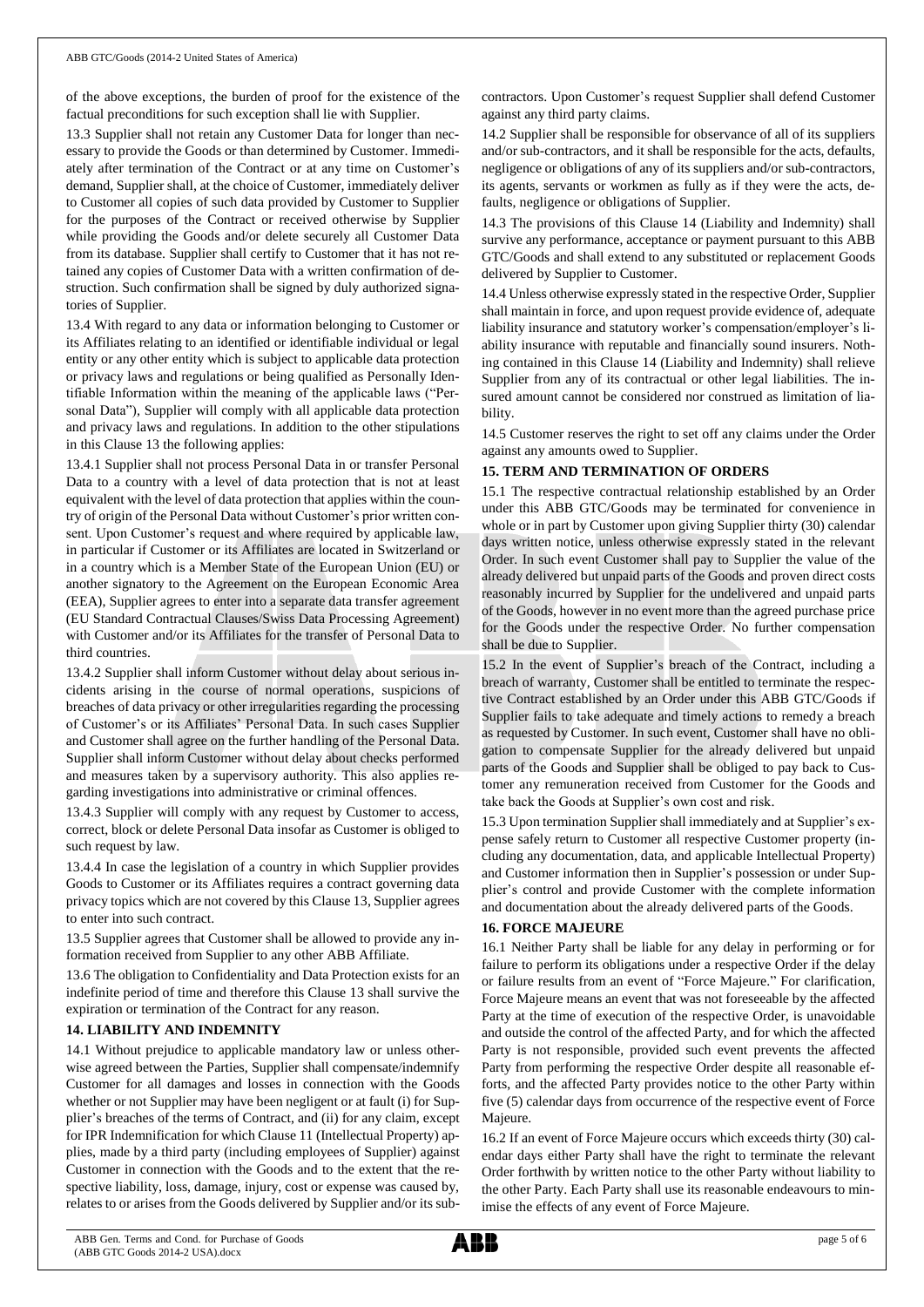of the above exceptions, the burden of proof for the existence of the factual preconditions for such exception shall lie with Supplier.

13.3 Supplier shall not retain any Customer Data for longer than necessary to provide the Goods or than determined by Customer. Immediately after termination of the Contract or at any time on Customer's demand, Supplier shall, at the choice of Customer, immediately deliver to Customer all copies of such data provided by Customer to Supplier for the purposes of the Contract or received otherwise by Supplier while providing the Goods and/or delete securely all Customer Data from its database. Supplier shall certify to Customer that it has not retained any copies of Customer Data with a written confirmation of destruction. Such confirmation shall be signed by duly authorized signatories of Supplier.

13.4 With regard to any data or information belonging to Customer or its Affiliates relating to an identified or identifiable individual or legal entity or any other entity which is subject to applicable data protection or privacy laws and regulations or being qualified as Personally Identifiable Information within the meaning of the applicable laws ("Personal Data"), Supplier will comply with all applicable data protection and privacy laws and regulations. In addition to the other stipulations in this Clause 13 the following applies:

13.4.1 Supplier shall not process Personal Data in or transfer Personal Data to a country with a level of data protection that is not at least equivalent with the level of data protection that applies within the country of origin of the Personal Data without Customer's prior written consent. Upon Customer's request and where required by applicable law, in particular if Customer or its Affiliates are located in Switzerland or in a country which is a Member State of the European Union (EU) or another signatory to the Agreement on the European Economic Area (EEA), Supplier agrees to enter into a separate data transfer agreement (EU Standard Contractual Clauses/Swiss Data Processing Agreement) with Customer and/or its Affiliates for the transfer of Personal Data to third countries.

13.4.2 Supplier shall inform Customer without delay about serious incidents arising in the course of normal operations, suspicions of breaches of data privacy or other irregularities regarding the processing of Customer's or its Affiliates' Personal Data. In such cases Supplier and Customer shall agree on the further handling of the Personal Data. Supplier shall inform Customer without delay about checks performed and measures taken by a supervisory authority. This also applies regarding investigations into administrative or criminal offences.

13.4.3 Supplier will comply with any request by Customer to access, correct, block or delete Personal Data insofar as Customer is obliged to such request by law.

13.4.4 In case the legislation of a country in which Supplier provides Goods to Customer or its Affiliates requires a contract governing data privacy topics which are not covered by this Clause 13, Supplier agrees to enter into such contract.

13.5 Supplier agrees that Customer shall be allowed to provide any information received from Supplier to any other ABB Affiliate.

13.6 The obligation to Confidentiality and Data Protection exists for an indefinite period of time and therefore this Clause 13 shall survive the expiration or termination of the Contract for any reason.

## 14. LIABILITY AND INDEMNITY

14.1 Without prejudice to applicable mandatory law or unless otherwise agreed between the Parties, Supplier shall compensate/indemnify Customer for all damages and losses in connection with the Goods whether or not Supplier may have been negligent or at fault (i) for Supplier's breaches of the terms of Contract, and (ii) for any claim, except for IPR Indemnification for which Clause 11 (Intellectual Property) applies, made by a third party (including employees of Supplier) against Customer in connection with the Goods and to the extent that the respective liability, loss, damage, injury, cost or expense was caused by, relates to or arises from the Goods delivered by Supplier and/or its subcontractors. Upon Customer's request Supplier shall defend Customer against any third party claims.

14.2 Supplier shall be responsible for observance of all of its suppliers and/or sub-contractors, and it shall be responsible for the acts, defaults, negligence or obligations of any of its suppliers and/or sub-contractors, its agents, servants or workmen as fully as if they were the acts, defaults, negligence or obligations of Supplier.

14.3 The provisions of this Clause 14 (Liability and Indemnity) shall survive any performance, acceptance or payment pursuant to this ABB GTC/Goods and shall extend to any substituted or replacement Goods delivered by Supplier to Customer.

14.4 Unless otherwise expressly stated in the respective Order, Supplier shall maintain in force, and upon request provide evidence of, adequate liability insurance and statutory worker's compensation/employer's liability insurance with reputable and financially sound insurers. Nothing contained in this Clause 14 (Liability and Indemnity) shall relieve Supplier from any of its contractual or other legal liabilities. The insured amount cannot be considered nor construed as limitation of liability.

14.5 Customer reserves the right to set off any claims under the Order against any amounts owed to Supplier.

## 15. TERM AND TERMINATION OF ORDERS

15.1 The respective contractual relationship established by an Order under this ABB GTC/Goods may be terminated for convenience in whole or in part by Customer upon giving Supplier thirty (30) calendar days written notice, unless otherwise expressly stated in the relevant Order. In such event Customer shall pay to Supplier the value of the already delivered but unpaid parts of the Goods and proven direct costs reasonably incurred by Supplier for the undelivered and unpaid parts of the Goods, however in no event more than the agreed purchase price for the Goods under the respective Order. No further compensation shall be due to Supplier.

15.2 In the event of Supplier's breach of the Contract, including a breach of warranty, Customer shall be entitled to terminate the respective Contract established by an Order under this ABB GTC/Goods if Supplier fails to take adequate and timely actions to remedy a breach as requested by Customer. In such event, Customer shall have no obligation to compensate Supplier for the already delivered but unpaid parts of the Goods and Supplier shall be obliged to pay back to Customer any remuneration received from Customer for the Goods and take back the Goods at Supplier's own cost and risk.

15.3 Upon termination Supplier shall immediately and at Supplier's expense safely return to Customer all respective Customer property (including any documentation, data, and applicable Intellectual Property) and Customer information then in Supplier's possession or under Supplier's control and provide Customer with the complete information and documentation about the already delivered parts of the Goods.

## 16. FORCE MAJEURE

16.1 Neither Party shall be liable for any delay in performing or for failure to perform its obligations under a respective Order if the delay or failure results from an event of "Force Majeure." For clarification, Force Majeure means an event that was not foreseeable by the affected Party at the time of execution of the respective Order, is unavoidable and outside the control of the affected Party, and for which the affected Party is not responsible, provided such event prevents the affected Party from performing the respective Order despite all reasonable efforts, and the affected Party provides notice to the other Party within five (5) calendar days from occurrence of the respective event of Force Majeure.

16.2 If an event of Force Majeure occurs which exceeds thirty (30) calendar days either Party shall have the right to terminate the relevant Order forthwith by written notice to the other Party without liability to the other Party. Each Party shall use its reasonable endeavours to minimise the effects of any event of Force Majeure.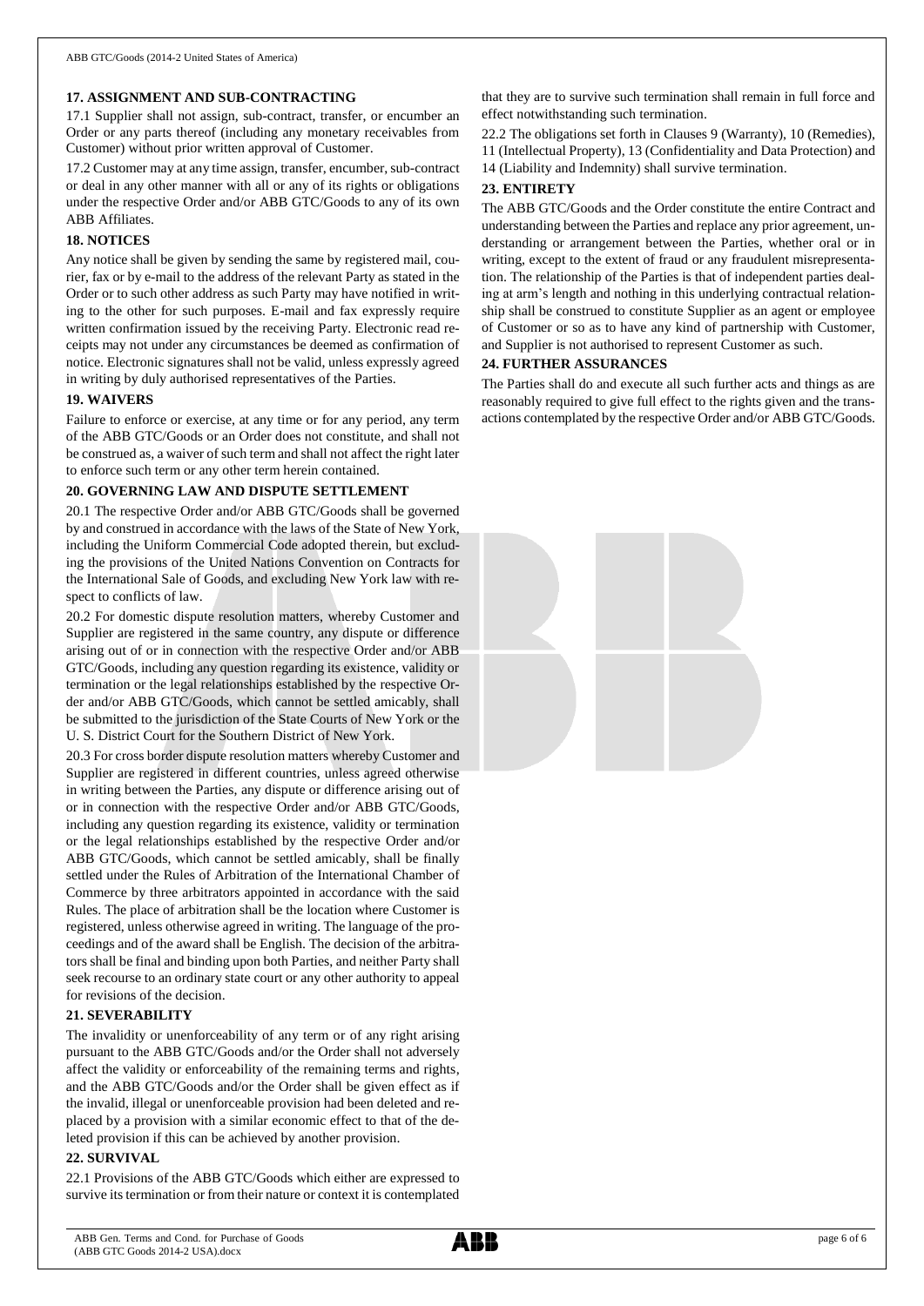## 17. ASSIGNMENT AND SUB-CONTRACTING

17.1 Supplier shall not assign, sub-contract, transfer, or encumber an Order or any parts thereof (including any monetary receivables from Customer) without prior written approval of Customer.

17.2 Customer may at any time assign, transfer, encumber, sub-contract or deal in any other manner with all or any of its rights or obligations under the respective Order and/or ABB GTC/Goods to any of its own ABB Affiliates.

## 18. NOTICES

Any notice shall be given by sending the same by registered mail, courier, fax or by e-mail to the address of the relevant Party as stated in the Order or to such other address as such Party may have notified in writing to the other for such purposes. E-mail and fax expressly require written confirmation issued by the receiving Party. Electronic read receipts may not under any circumstances be deemed as confirmation of notice. Electronic signatures shall not be valid, unless expressly agreed in writing by duly authorised representatives of the Parties.

## 19. WAIVERS

Failure to enforce or exercise, at any time or for any period, any term of the ABB GTC/Goods or an Order does not constitute, and shall not be construed as, a waiver of such term and shall not affect the right later to enforce such term or any other term herein contained.

## 20. GOVERNING LAW AND DISPUTE SETTLEMENT

20.1 The respective Order and/or ABB GTC/Goods shall be governed by and construed in accordance with the laws of the State of New York, including the Uniform Commercial Code adopted therein, but excluding the provisions of the United Nations Convention on Contracts for the International Sale of Goods, and excluding New York law with respect to conflicts of law.

20.2 For domestic dispute resolution matters, whereby Customer and Supplier are registered in the same country, any dispute or difference arising out of or in connection with the respective Order and/or ABB GTC/Goods, including any question regarding its existence, validity or termination or the legal relationships established by the respective Order and/or ABB GTC/Goods, which cannot be settled amicably, shall be submitted to the jurisdiction of the State Courts of New York or the U. S. District Court for the Southern District of New York.

20.3 For cross border dispute resolution matters whereby Customer and Supplier are registered in different countries, unless agreed otherwise in writing between the Parties, any dispute or difference arising out of or in connection with the respective Order and/or ABB GTC/Goods, including any question regarding its existence, validity or termination or the legal relationships established by the respective Order and/or ABB GTC/Goods, which cannot be settled amicably, shall be finally settled under the Rules of Arbitration of the International Chamber of Commerce by three arbitrators appointed in accordance with the said Rules. The place of arbitration shall be the location where Customer is registered, unless otherwise agreed in writing. The language of the proceedings and of the award shall be English. The decision of the arbitrators shall be final and binding upon both Parties, and neither Party shall seek recourse to an ordinary state court or any other authority to appeal for revisions of the decision.

## 21. SEVERABILITY

The invalidity or unenforceability of any term or of any right arising pursuant to the ABB GTC/Goods and/or the Order shall not adversely affect the validity or enforceability of the remaining terms and rights, and the ABB GTC/Goods and/or the Order shall be given effect as if the invalid, illegal or unenforceable provision had been deleted and replaced by a provision with a similar economic effect to that of the deleted provision if this can be achieved by another provision.

## 22. SURVIVAL

22.1 Provisions of the ABB GTC/Goods which either are expressed to survive its termination or from their nature or context it is contemplated that they are to survive such termination shall remain in full force and effect notwithstanding such termination.

22.2 The obligations set forth in Clauses 9 (Warranty), 10 (Remedies), 11 (Intellectual Property), 13 (Confidentiality and Data Protection) and 14 (Liability and Indemnity) shall survive termination.

## 23. ENTIRETY

The ABB GTC/Goods and the Order constitute the entire Contract and understanding between the Parties and replace any prior agreement, understanding or arrangement between the Parties, whether oral or in writing, except to the extent of fraud or any fraudulent misrepresentation. The relationship of the Parties is that of independent parties dealing at arm's length and nothing in this underlying contractual relationship shall be construed to constitute Supplier as an agent or employee of Customer or so as to have any kind of partnership with Customer, and Supplier is not authorised to represent Customer as such.

## 24. FURTHER ASSURANCES

The Parties shall do and execute all such further acts and things as are reasonably required to give full effect to the rights given and the transactions contemplated by the respective Order and/or ABB GTC/Goods.